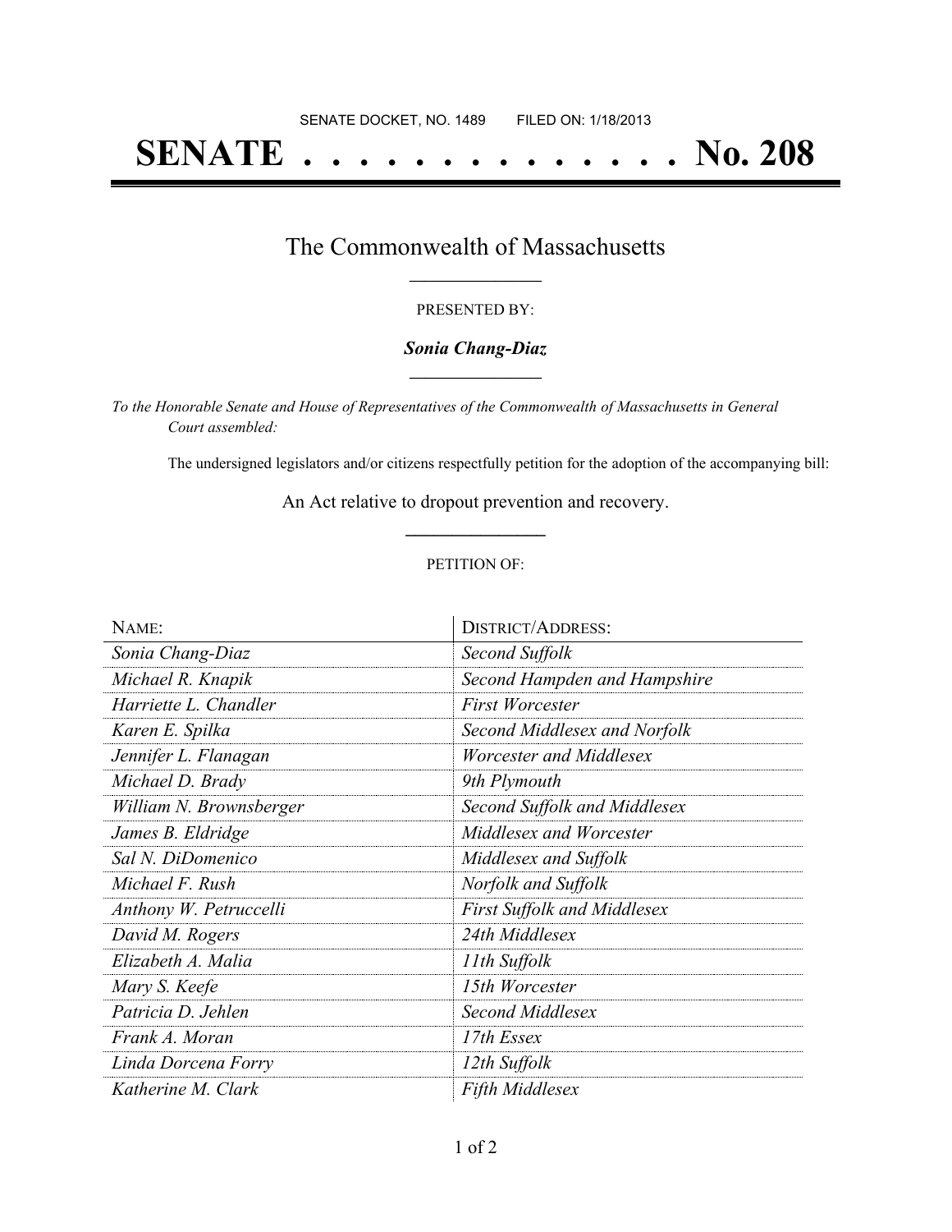SENATE DOCKET, NO. 1489        FILED ON: 1/18/2013

# SENATE . . . . . . . . . . . . . . No. 208

## The Commonwealth of Massachusetts

PRESENTED BY:

***Sonia Chang-Diaz***

*To the Honorable Senate and House of Representatives of the Commonwealth of Massachusetts in General Court assembled:*

The undersigned legislators and/or citizens respectfully petition for the adoption of the accompanying bill:

An Act relative to dropout prevention and recovery.

PETITION OF:

| NAME: | DISTRICT/ADDRESS: |
|---|---|
| *Sonia Chang-Diaz* | *Second Suffolk* |
| *Michael R. Knapik* | *Second Hampden and Hampshire* |
| *Harriette L. Chandler* | *First Worcester* |
| *Karen E. Spilka* | *Second Middlesex and Norfolk* |
| *Jennifer L. Flanagan* | *Worcester and Middlesex* |
| *Michael D. Brady* | *9th Plymouth* |
| *William N. Brownsberger* | *Second Suffolk and Middlesex* |
| *James B. Eldridge* | *Middlesex and Worcester* |
| *Sal N. DiDomenico* | *Middlesex and Suffolk* |
| *Michael F. Rush* | *Norfolk and Suffolk* |
| *Anthony W. Petruccelli* | *First Suffolk and Middlesex* |
| *David M. Rogers* | *24th Middlesex* |
| *Elizabeth A. Malia* | *11th Suffolk* |
| *Mary S. Keefe* | *15th Worcester* |
| *Patricia D. Jehlen* | *Second Middlesex* |
| *Frank A. Moran* | *17th Essex* |
| *Linda Dorcena Forry* | *12th Suffolk* |
| *Katherine M. Clark* | *Fifth Middlesex* |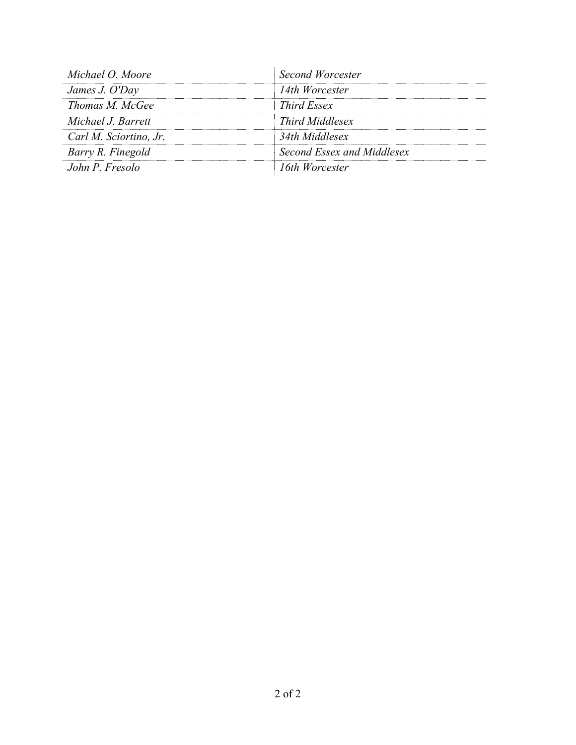| | |
|---|---|
| *Michael O. Moore* | *Second Worcester* |
| *James J. O'Day* | *14th Worcester* |
| *Thomas M. McGee* | *Third Essex* |
| *Michael J. Barrett* | *Third Middlesex* |
| *Carl M. Sciortino, Jr.* | *34th Middlesex* |
| *Barry R. Finegold* | *Second Essex and Middlesex* |
| *John P. Fresolo* | *16th Worcester* |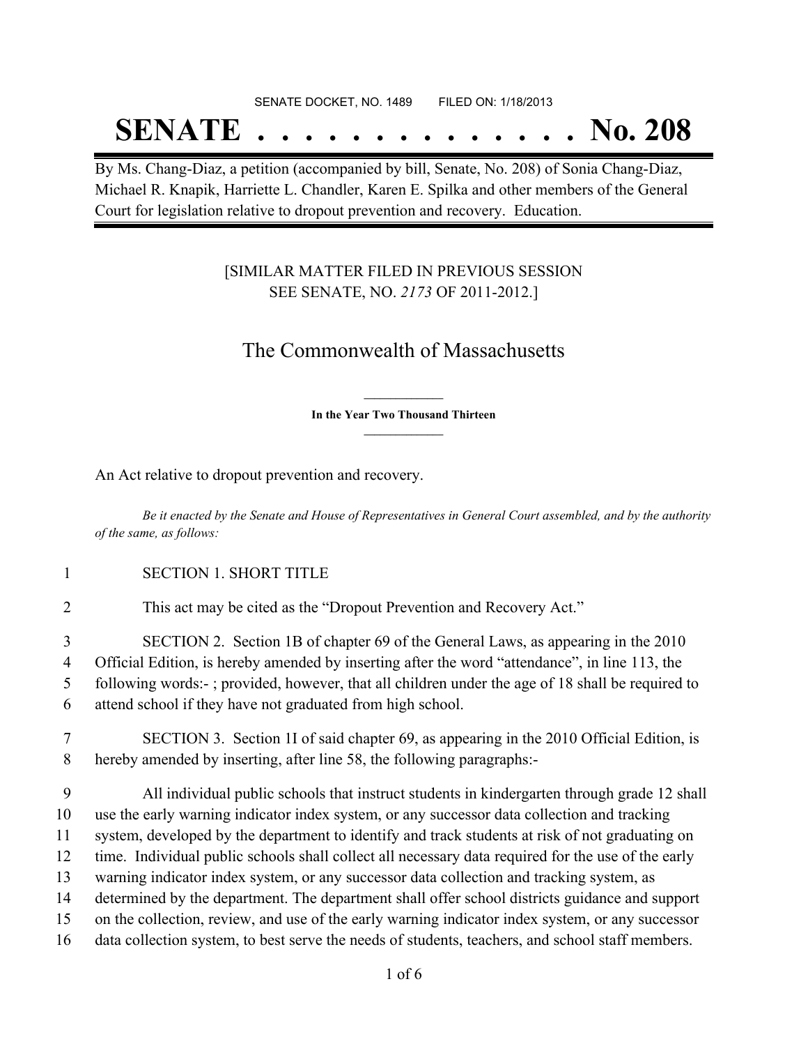SENATE DOCKET, NO. 1489        FILED ON: 1/18/2013

# SENATE . . . . . . . . . . . . . . No. 208

By Ms. Chang-Diaz, a petition (accompanied by bill, Senate, No. 208) of Sonia Chang-Diaz, Michael R. Knapik, Harriette L. Chandler, Karen E. Spilka and other members of the General Court for legislation relative to dropout prevention and recovery. Education.

[SIMILAR MATTER FILED IN PREVIOUS SESSION
SEE SENATE, NO. *2173* OF 2011-2012.]

## The Commonwealth of Massachusetts

**In the Year Two Thousand Thirteen**

An Act relative to dropout prevention and recovery.

*Be it enacted by the Senate and House of Representatives in General Court assembled, and by the authority of the same, as follows:*

1 SECTION 1. SHORT TITLE

2 This act may be cited as the "Dropout Prevention and Recovery Act."

3 SECTION 2. Section 1B of chapter 69 of the General Laws, as appearing in the 2010
4 Official Edition, is hereby amended by inserting after the word "attendance", in line 113, the
5 following words:- ; provided, however, that all children under the age of 18 shall be required to
6 attend school if they have not graduated from high school.

7 SECTION 3. Section 1I of said chapter 69, as appearing in the 2010 Official Edition, is
8 hereby amended by inserting, after line 58, the following paragraphs:-

9 All individual public schools that instruct students in kindergarten through grade 12 shall
10 use the early warning indicator index system, or any successor data collection and tracking
11 system, developed by the department to identify and track students at risk of not graduating on
12 time. Individual public schools shall collect all necessary data required for the use of the early
13 warning indicator index system, or any successor data collection and tracking system, as
14 determined by the department. The department shall offer school districts guidance and support
15 on the collection, review, and use of the early warning indicator index system, or any successor
16 data collection system, to best serve the needs of students, teachers, and school staff members.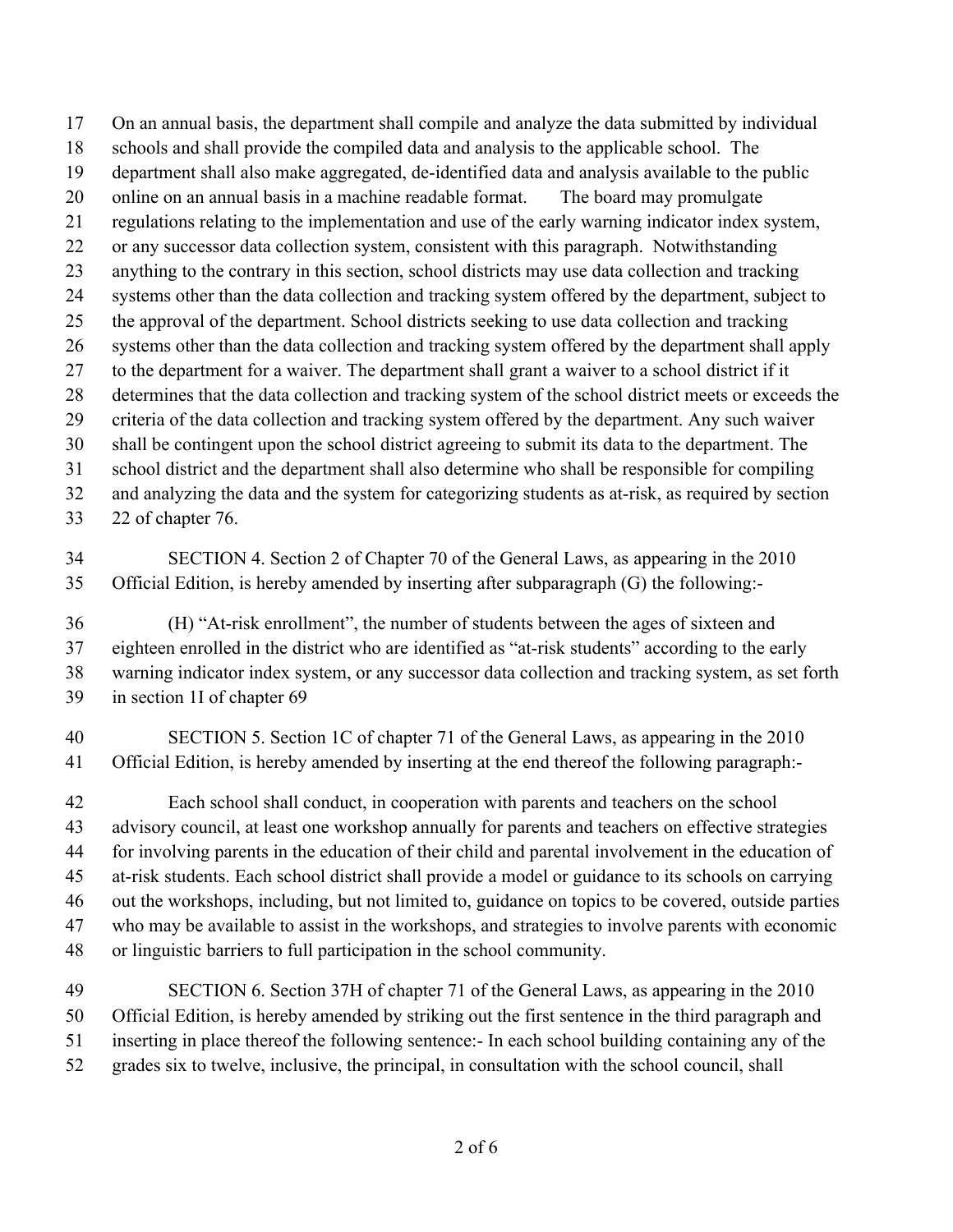On an annual basis, the department shall compile and analyze the data submitted by individual schools and shall provide the compiled data and analysis to the applicable school. The department shall also make aggregated, de-identified data and analysis available to the public online on an annual basis in a machine readable format. The board may promulgate regulations relating to the implementation and use of the early warning indicator index system, or any successor data collection system, consistent with this paragraph. Notwithstanding anything to the contrary in this section, school districts may use data collection and tracking systems other than the data collection and tracking system offered by the department, subject to the approval of the department. School districts seeking to use data collection and tracking systems other than the data collection and tracking system offered by the department shall apply to the department for a waiver. The department shall grant a waiver to a school district if it determines that the data collection and tracking system of the school district meets or exceeds the criteria of the data collection and tracking system offered by the department. Any such waiver shall be contingent upon the school district agreeing to submit its data to the department. The school district and the department shall also determine who shall be responsible for compiling and analyzing the data and the system for categorizing students as at-risk, as required by section 22 of chapter 76.

SECTION 4. Section 2 of Chapter 70 of the General Laws, as appearing in the 2010 Official Edition, is hereby amended by inserting after subparagraph (G) the following:-

(H) "At-risk enrollment", the number of students between the ages of sixteen and eighteen enrolled in the district who are identified as "at-risk students" according to the early warning indicator index system, or any successor data collection and tracking system, as set forth in section 1I of chapter 69

SECTION 5. Section 1C of chapter 71 of the General Laws, as appearing in the 2010 Official Edition, is hereby amended by inserting at the end thereof the following paragraph:-

Each school shall conduct, in cooperation with parents and teachers on the school advisory council, at least one workshop annually for parents and teachers on effective strategies for involving parents in the education of their child and parental involvement in the education of at-risk students. Each school district shall provide a model or guidance to its schools on carrying out the workshops, including, but not limited to, guidance on topics to be covered, outside parties who may be available to assist in the workshops, and strategies to involve parents with economic or linguistic barriers to full participation in the school community.

SECTION 6. Section 37H of chapter 71 of the General Laws, as appearing in the 2010 Official Edition, is hereby amended by striking out the first sentence in the third paragraph and inserting in place thereof the following sentence:- In each school building containing any of the grades six to twelve, inclusive, the principal, in consultation with the school council, shall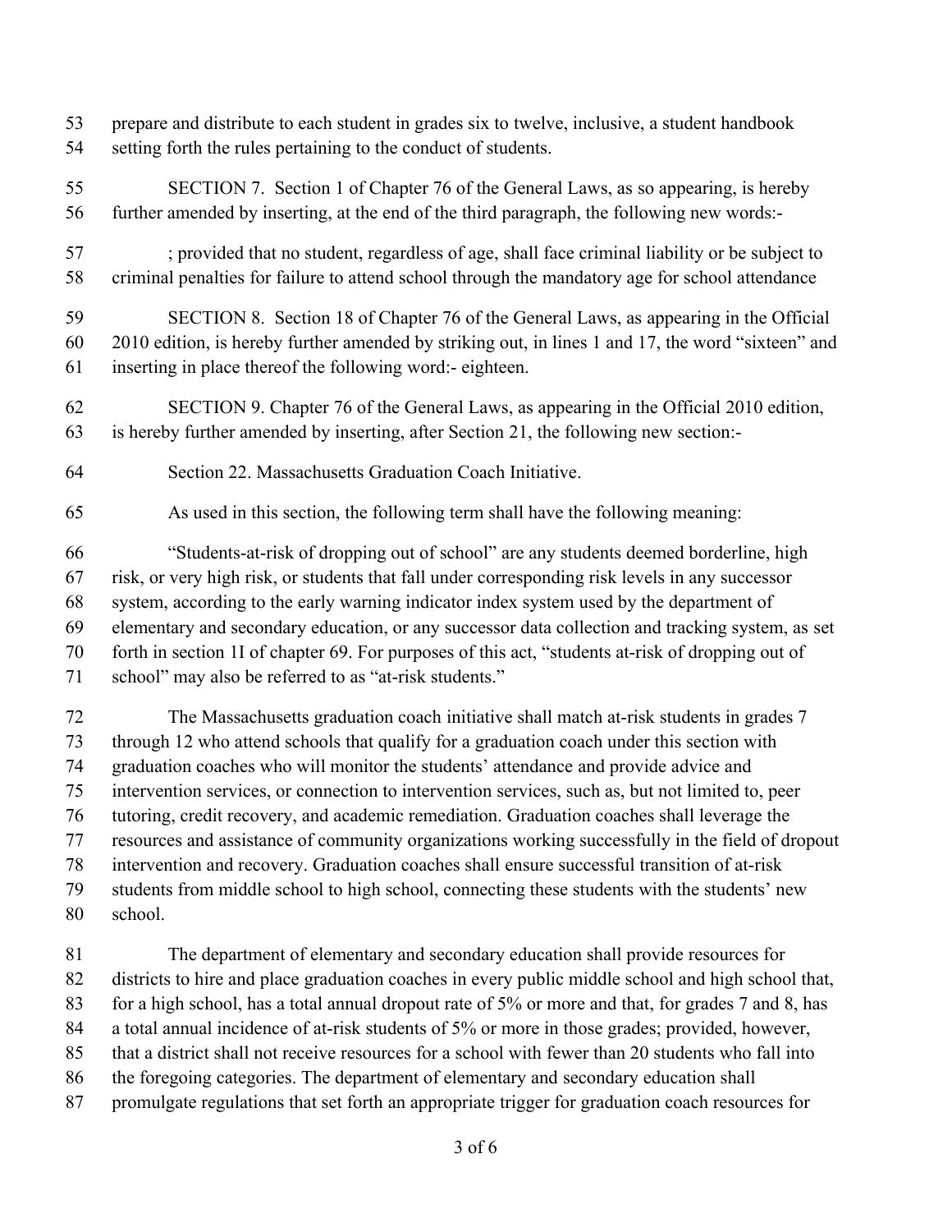prepare and distribute to each student in grades six to twelve, inclusive, a student handbook setting forth the rules pertaining to the conduct of students.

SECTION 7. Section 1 of Chapter 76 of the General Laws, as so appearing, is hereby further amended by inserting, at the end of the third paragraph, the following new words:-

; provided that no student, regardless of age, shall face criminal liability or be subject to criminal penalties for failure to attend school through the mandatory age for school attendance

SECTION 8. Section 18 of Chapter 76 of the General Laws, as appearing in the Official 2010 edition, is hereby further amended by striking out, in lines 1 and 17, the word "sixteen" and inserting in place thereof the following word:- eighteen.

SECTION 9. Chapter 76 of the General Laws, as appearing in the Official 2010 edition, is hereby further amended by inserting, after Section 21, the following new section:-

Section 22. Massachusetts Graduation Coach Initiative.

As used in this section, the following term shall have the following meaning:

"Students-at-risk of dropping out of school" are any students deemed borderline, high risk, or very high risk, or students that fall under corresponding risk levels in any successor system, according to the early warning indicator index system used by the department of elementary and secondary education, or any successor data collection and tracking system, as set forth in section 1I of chapter 69. For purposes of this act, "students at-risk of dropping out of school" may also be referred to as "at-risk students."

The Massachusetts graduation coach initiative shall match at-risk students in grades 7 through 12 who attend schools that qualify for a graduation coach under this section with graduation coaches who will monitor the students' attendance and provide advice and intervention services, or connection to intervention services, such as, but not limited to, peer tutoring, credit recovery, and academic remediation. Graduation coaches shall leverage the resources and assistance of community organizations working successfully in the field of dropout intervention and recovery. Graduation coaches shall ensure successful transition of at-risk students from middle school to high school, connecting these students with the students' new school.

The department of elementary and secondary education shall provide resources for districts to hire and place graduation coaches in every public middle school and high school that, for a high school, has a total annual dropout rate of 5% or more and that, for grades 7 and 8, has a total annual incidence of at-risk students of 5% or more in those grades; provided, however, that a district shall not receive resources for a school with fewer than 20 students who fall into the foregoing categories. The department of elementary and secondary education shall promulgate regulations that set forth an appropriate trigger for graduation coach resources for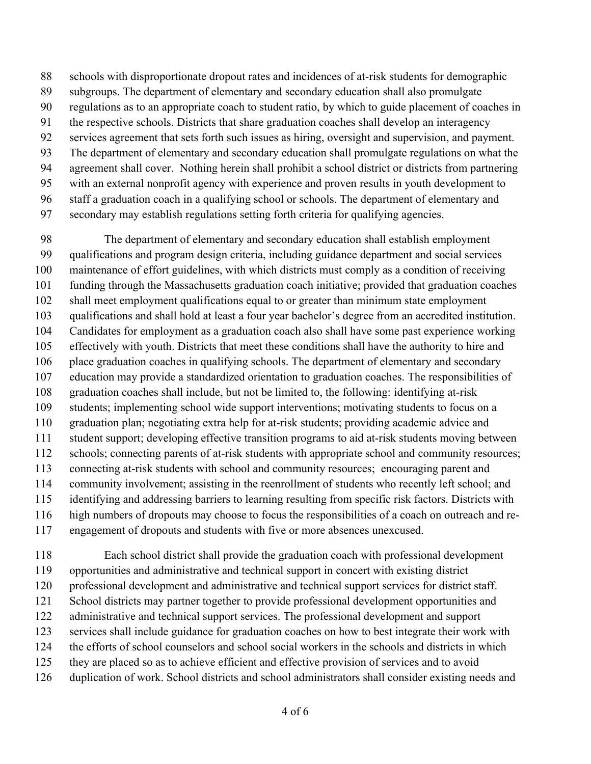schools with disproportionate dropout rates and incidences of at-risk students for demographic subgroups. The department of elementary and secondary education shall also promulgate regulations as to an appropriate coach to student ratio, by which to guide placement of coaches in the respective schools. Districts that share graduation coaches shall develop an interagency services agreement that sets forth such issues as hiring, oversight and supervision, and payment. The department of elementary and secondary education shall promulgate regulations on what the agreement shall cover. Nothing herein shall prohibit a school district or districts from partnering with an external nonprofit agency with experience and proven results in youth development to staff a graduation coach in a qualifying school or schools. The department of elementary and secondary may establish regulations setting forth criteria for qualifying agencies.

The department of elementary and secondary education shall establish employment qualifications and program design criteria, including guidance department and social services maintenance of effort guidelines, with which districts must comply as a condition of receiving funding through the Massachusetts graduation coach initiative; provided that graduation coaches shall meet employment qualifications equal to or greater than minimum state employment qualifications and shall hold at least a four year bachelor's degree from an accredited institution. Candidates for employment as a graduation coach also shall have some past experience working effectively with youth. Districts that meet these conditions shall have the authority to hire and place graduation coaches in qualifying schools. The department of elementary and secondary education may provide a standardized orientation to graduation coaches. The responsibilities of graduation coaches shall include, but not be limited to, the following: identifying at-risk students; implementing school wide support interventions; motivating students to focus on a graduation plan; negotiating extra help for at-risk students; providing academic advice and student support; developing effective transition programs to aid at-risk students moving between schools; connecting parents of at-risk students with appropriate school and community resources; connecting at-risk students with school and community resources; encouraging parent and community involvement; assisting in the reenrollment of students who recently left school; and identifying and addressing barriers to learning resulting from specific risk factors. Districts with high numbers of dropouts may choose to focus the responsibilities of a coach on outreach and re-engagement of dropouts and students with five or more absences unexcused.

Each school district shall provide the graduation coach with professional development opportunities and administrative and technical support in concert with existing district professional development and administrative and technical support services for district staff. School districts may partner together to provide professional development opportunities and administrative and technical support services. The professional development and support services shall include guidance for graduation coaches on how to best integrate their work with the efforts of school counselors and school social workers in the schools and districts in which they are placed so as to achieve efficient and effective provision of services and to avoid duplication of work. School districts and school administrators shall consider existing needs and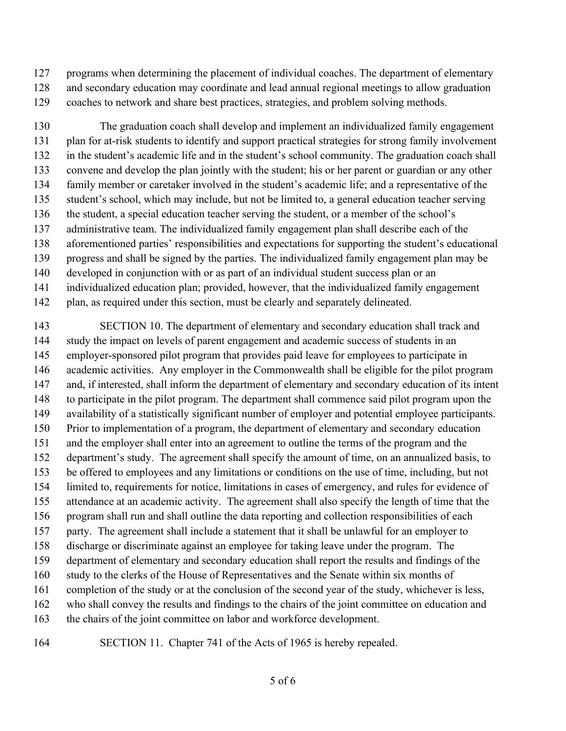programs when determining the placement of individual coaches. The department of elementary and secondary education may coordinate and lead annual regional meetings to allow graduation coaches to network and share best practices, strategies, and problem solving methods.

The graduation coach shall develop and implement an individualized family engagement plan for at-risk students to identify and support practical strategies for strong family involvement in the student's academic life and in the student's school community. The graduation coach shall convene and develop the plan jointly with the student; his or her parent or guardian or any other family member or caretaker involved in the student's academic life; and a representative of the student's school, which may include, but not be limited to, a general education teacher serving the student, a special education teacher serving the student, or a member of the school's administrative team. The individualized family engagement plan shall describe each of the aforementioned parties' responsibilities and expectations for supporting the student's educational progress and shall be signed by the parties. The individualized family engagement plan may be developed in conjunction with or as part of an individual student success plan or an individualized education plan; provided, however, that the individualized family engagement plan, as required under this section, must be clearly and separately delineated.

SECTION 10. The department of elementary and secondary education shall track and study the impact on levels of parent engagement and academic success of students in an employer-sponsored pilot program that provides paid leave for employees to participate in academic activities. Any employer in the Commonwealth shall be eligible for the pilot program and, if interested, shall inform the department of elementary and secondary education of its intent to participate in the pilot program. The department shall commence said pilot program upon the availability of a statistically significant number of employer and potential employee participants. Prior to implementation of a program, the department of elementary and secondary education and the employer shall enter into an agreement to outline the terms of the program and the department's study. The agreement shall specify the amount of time, on an annualized basis, to be offered to employees and any limitations or conditions on the use of time, including, but not limited to, requirements for notice, limitations in cases of emergency, and rules for evidence of attendance at an academic activity. The agreement shall also specify the length of time that the program shall run and shall outline the data reporting and collection responsibilities of each party. The agreement shall include a statement that it shall be unlawful for an employer to discharge or discriminate against an employee for taking leave under the program. The department of elementary and secondary education shall report the results and findings of the study to the clerks of the House of Representatives and the Senate within six months of completion of the study or at the conclusion of the second year of the study, whichever is less, who shall convey the results and findings to the chairs of the joint committee on education and the chairs of the joint committee on labor and workforce development.

SECTION 11. Chapter 741 of the Acts of 1965 is hereby repealed.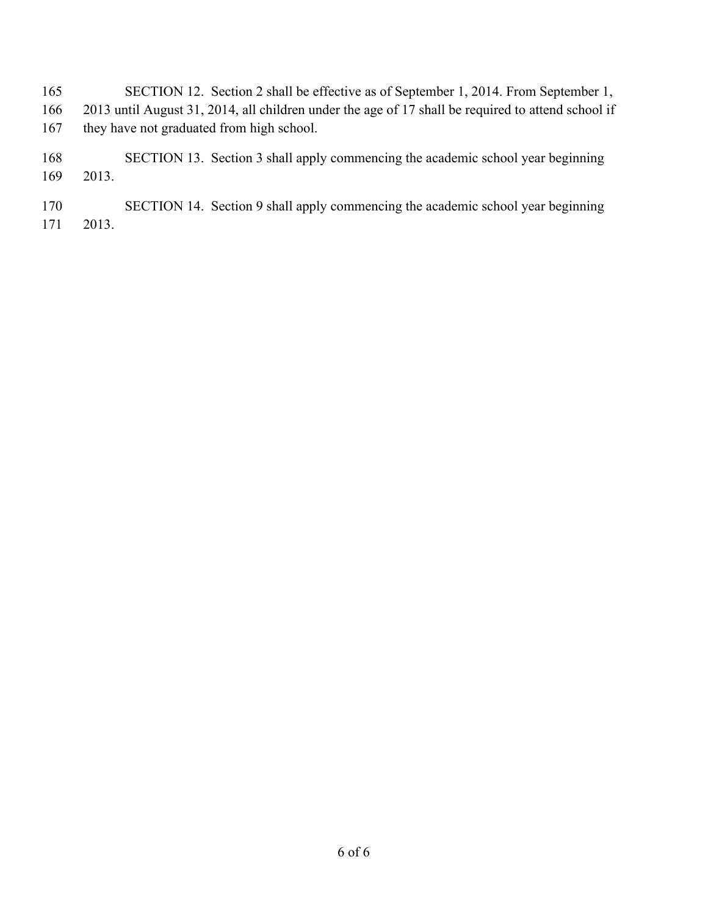SECTION 12. Section 2 shall be effective as of September 1, 2014. From September 1, 2013 until August 31, 2014, all children under the age of 17 shall be required to attend school if they have not graduated from high school.

SECTION 13. Section 3 shall apply commencing the academic school year beginning 2013.

SECTION 14. Section 9 shall apply commencing the academic school year beginning 2013.